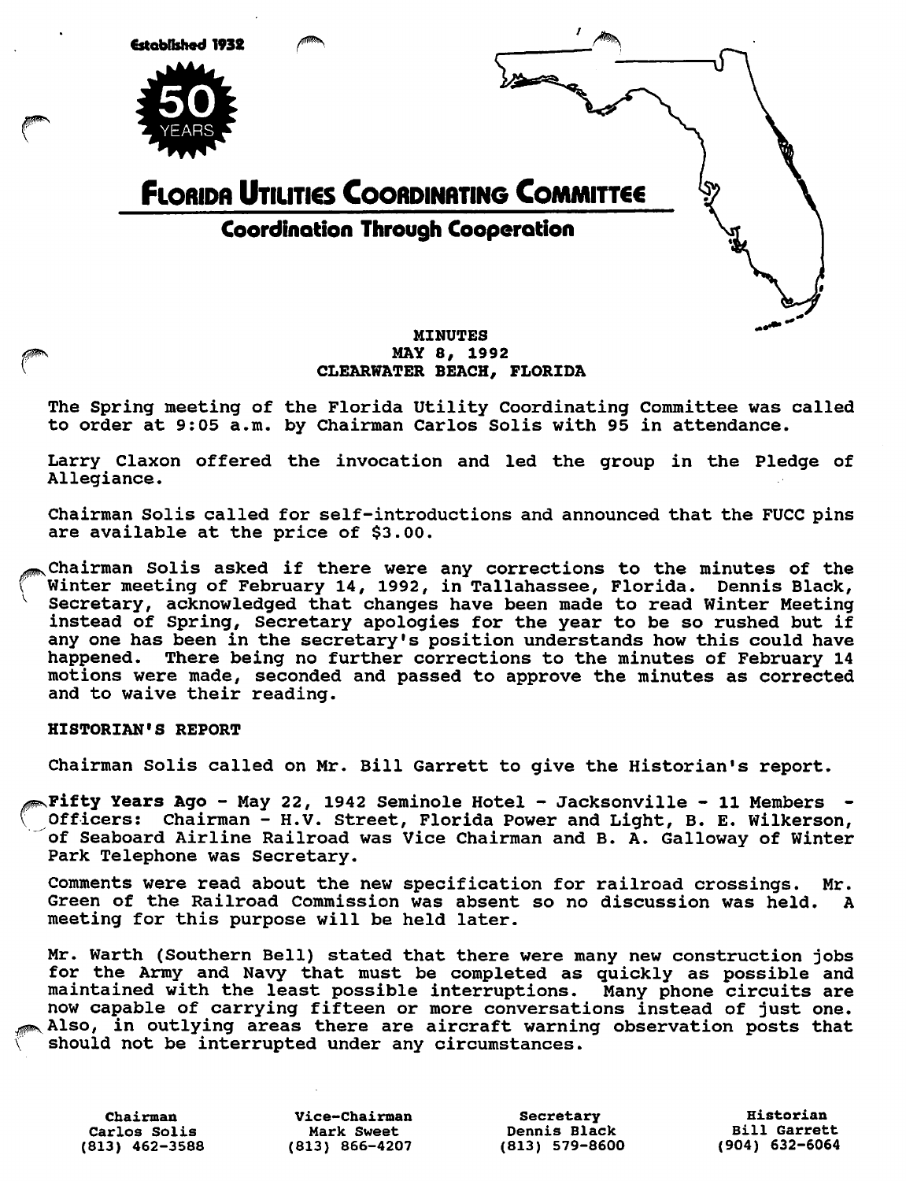Established 1932

50 YEARS

# Florida Utilities Coordinating Committee

**Coordination Through Cooperation**

**MINUTES**
**MAY 8, 1992**
**CLEARWATER BEACH, FLORIDA**

The Spring meeting of the Florida Utility Coordinating Committee was called to order at 9:05 a.m. by Chairman Carlos Solis with 95 in attendance.

Larry Claxon offered the invocation and led the group in the Pledge of Allegiance.

Chairman Solis called for self-introductions and announced that the FUCC pins are available at the price of $3.00.

Chairman Solis asked if there were any corrections to the minutes of the Winter meeting of February 14, 1992, in Tallahassee, Florida. Dennis Black, Secretary, acknowledged that changes have been made to read Winter Meeting instead of Spring, Secretary apologies for the year to be so rushed but if any one has been in the secretary's position understands how this could have happened. There being no further corrections to the minutes of February 14 motions were made, seconded and passed to approve the minutes as corrected and to waive their reading.

## HISTORIAN'S REPORT

Chairman Solis called on Mr. Bill Garrett to give the Historian's report.

**Fifty Years Ago** - May 22, 1942 Seminole Hotel - Jacksonville - 11 Members - Officers: Chairman - H.V. Street, Florida Power and Light, B. E. Wilkerson, of Seaboard Airline Railroad was Vice Chairman and B. A. Galloway of Winter Park Telephone was Secretary.

Comments were read about the new specification for railroad crossings. Mr. Green of the Railroad Commission was absent so no discussion was held. A meeting for this purpose will be held later.

Mr. Warth (Southern Bell) stated that there were many new construction jobs for the Army and Navy that must be completed as quickly as possible and maintained with the least possible interruptions. Many phone circuits are now capable of carrying fifteen or more conversations instead of just one. Also, in outlying areas there are aircraft warning observation posts that should not be interrupted under any circumstances.

| Chairman | Vice-Chairman | Secretary | Historian |
|---|---|---|---|
| Carlos Solis | Mark Sweet | Dennis Black | Bill Garrett |
| (813) 462-3588 | (813) 866-4207 | (813) 579-8600 | (904) 632-6064 |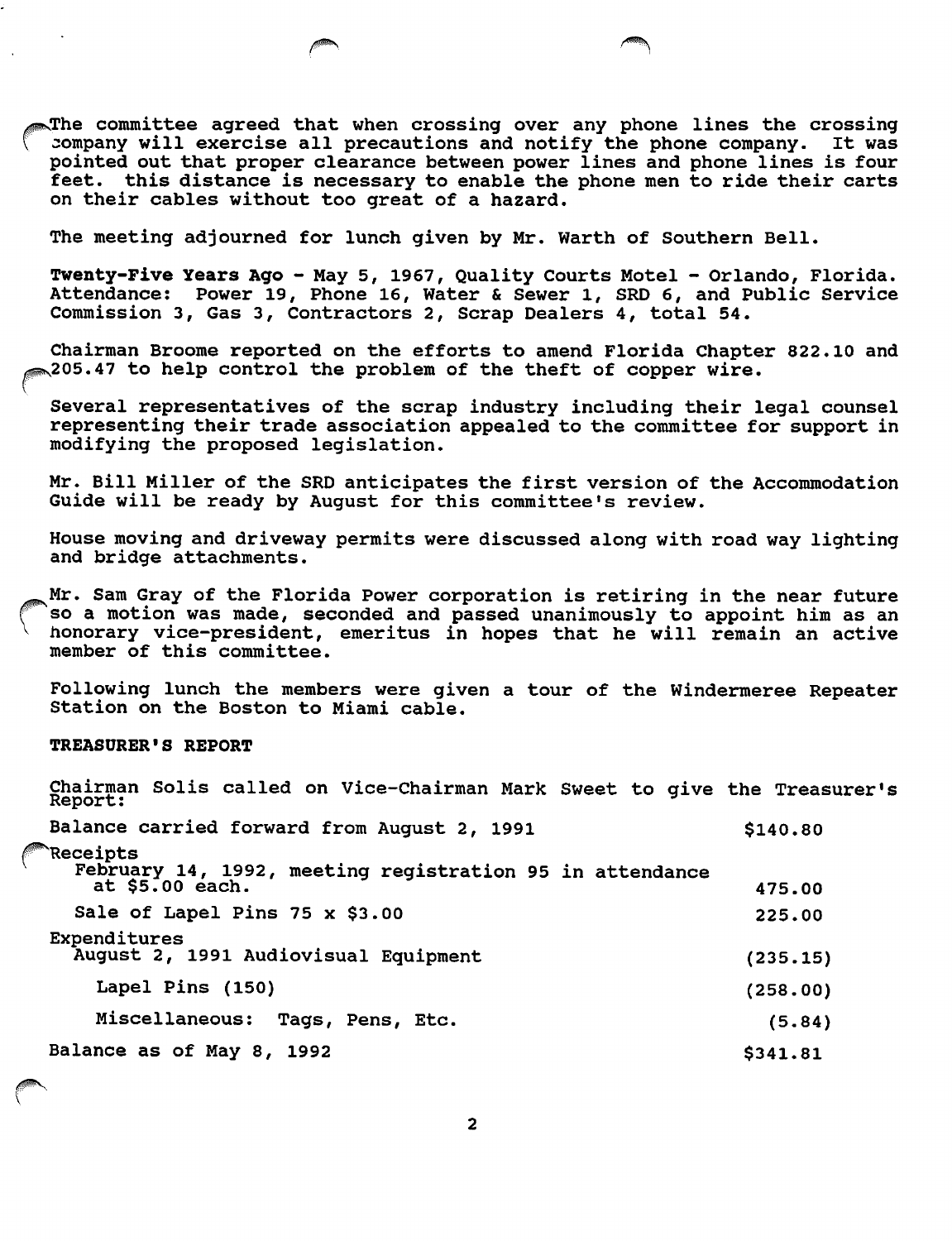The committee agreed that when crossing over any phone lines the crossing company will exercise all precautions and notify the phone company. It was pointed out that proper clearance between power lines and phone lines is four feet. this distance is necessary to enable the phone men to ride their carts on their cables without too great of a hazard.

The meeting adjourned for lunch given by Mr. Warth of Southern Bell.

**Twenty-Five Years Ago** - May 5, 1967, Quality Courts Motel - Orlando, Florida. Attendance: Power 19, Phone 16, Water & Sewer 1, SRD 6, and Public Service Commission 3, Gas 3, Contractors 2, Scrap Dealers 4, total 54.

Chairman Broome reported on the efforts to amend Florida Chapter 822.10 and 205.47 to help control the problem of the theft of copper wire.

Several representatives of the scrap industry including their legal counsel representing their trade association appealed to the committee for support in modifying the proposed legislation.

Mr. Bill Miller of the SRD anticipates the first version of the Accommodation Guide will be ready by August for this committee's review.

House moving and driveway permits were discussed along with road way lighting and bridge attachments.

Mr. Sam Gray of the Florida Power corporation is retiring in the near future so a motion was made, seconded and passed unanimously to appoint him as an honorary vice-president, emeritus in hopes that he will remain an active member of this committee.

Following lunch the members were given a tour of the Windermeree Repeater Station on the Boston to Miami cable.

**TREASURER'S REPORT**

Chairman Solis called on Vice-Chairman Mark Sweet to give the Treasurer's Report:

| | |
|---|---|
| Balance carried forward from August 2, 1991 | $140.80 |
| Receipts | |
| February 14, 1992, meeting registration 95 in attendance at $5.00 each. | 475.00 |
| Sale of Lapel Pins 75 x $3.00 | 225.00 |
| Expenditures | |
| August 2, 1991 Audiovisual Equipment | (235.15) |
| Lapel Pins (150) | (258.00) |
| Miscellaneous: Tags, Pens, Etc. | (5.84) |
| Balance as of May 8, 1992 | $341.81 |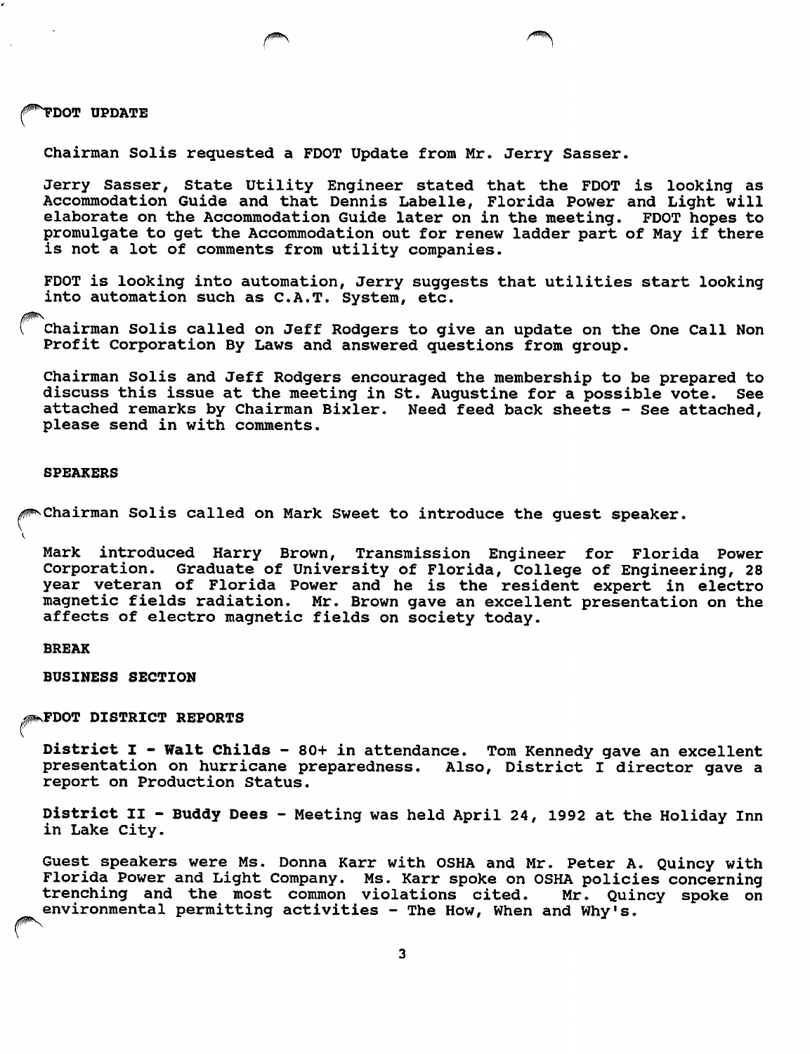## FDOT UPDATE

Chairman Solis requested a FDOT Update from Mr. Jerry Sasser.

Jerry Sasser, State Utility Engineer stated that the FDOT is looking as Accommodation Guide and that Dennis Labelle, Florida Power and Light will elaborate on the Accommodation Guide later on in the meeting. FDOT hopes to promulgate to get the Accommodation out for renew ladder part of May if there is not a lot of comments from utility companies.

FDOT is looking into automation, Jerry suggests that utilities start looking into automation such as C.A.T. System, etc.

Chairman Solis called on Jeff Rodgers to give an update on the One Call Non Profit Corporation By Laws and answered questions from group.

Chairman Solis and Jeff Rodgers encouraged the membership to be prepared to discuss this issue at the meeting in St. Augustine for a possible vote. See attached remarks by Chairman Bixler. Need feed back sheets - See attached, please send in with comments.

## SPEAKERS

Chairman Solis called on Mark Sweet to introduce the guest speaker.

Mark introduced Harry Brown, Transmission Engineer for Florida Power Corporation. Graduate of University of Florida, College of Engineering, 28 year veteran of Florida Power and he is the resident expert in electro magnetic fields radiation. Mr. Brown gave an excellent presentation on the affects of electro magnetic fields on society today.

## BREAK

## BUSINESS SECTION

## FDOT DISTRICT REPORTS

**District I - Walt Childs** - 80+ in attendance. Tom Kennedy gave an excellent presentation on hurricane preparedness. Also, District I director gave a report on Production Status.

**District II - Buddy Dees** - Meeting was held April 24, 1992 at the Holiday Inn in Lake City.

Guest speakers were Ms. Donna Karr with OSHA and Mr. Peter A. Quincy with Florida Power and Light Company. Ms. Karr spoke on OSHA policies concerning trenching and the most common violations cited. Mr. Quincy spoke on environmental permitting activities - The How, When and Why's.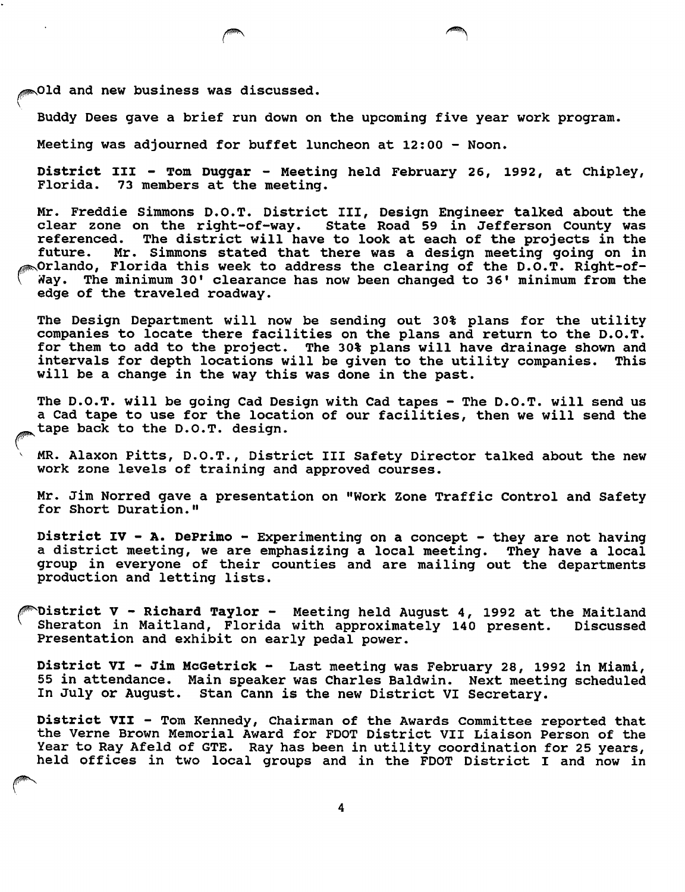Old and new business was discussed.

Buddy Dees gave a brief run down on the upcoming five year work program.

Meeting was adjourned for buffet luncheon at 12:00 - Noon.

**District III - Tom Duggar** - Meeting held February 26, 1992, at Chipley, Florida. 73 members at the meeting.

Mr. Freddie Simmons D.O.T. District III, Design Engineer talked about the clear zone on the right-of-way. State Road 59 in Jefferson County was referenced. The district will have to look at each of the projects in the future. Mr. Simmons stated that there was a design meeting going on in Orlando, Florida this week to address the clearing of the D.O.T. Right-of-Way. The minimum 30' clearance has now been changed to 36' minimum from the edge of the traveled roadway.

The Design Department will now be sending out 30% plans for the utility companies to locate there facilities on the plans and return to the D.O.T. for them to add to the project. The 30% plans will have drainage shown and intervals for depth locations will be given to the utility companies. This will be a change in the way this was done in the past.

The D.O.T. will be going Cad Design with Cad tapes - The D.O.T. will send us a Cad tape to use for the location of our facilities, then we will send the tape back to the D.O.T. design.

MR. Alaxon Pitts, D.O.T., District III Safety Director talked about the new work zone levels of training and approved courses.

Mr. Jim Norred gave a presentation on "Work Zone Traffic Control and Safety for Short Duration."

**District IV - A. DePrimo** - Experimenting on a concept - they are not having a district meeting, we are emphasizing a local meeting. They have a local group in everyone of their counties and are mailing out the departments production and letting lists.

**District V - Richard Taylor** - Meeting held August 4, 1992 at the Maitland Sheraton in Maitland, Florida with approximately 140 present. Discussed Presentation and exhibit on early pedal power.

**District VI - Jim McGetrick** - Last meeting was February 28, 1992 in Miami, 55 in attendance. Main speaker was Charles Baldwin. Next meeting scheduled In July or August. Stan Cann is the new District VI Secretary.

**District VII** - Tom Kennedy, Chairman of the Awards Committee reported that the Verne Brown Memorial Award for FDOT District VII Liaison Person of the Year to Ray Afeld of GTE. Ray has been in utility coordination for 25 years, held offices in two local groups and in the FDOT District I and now in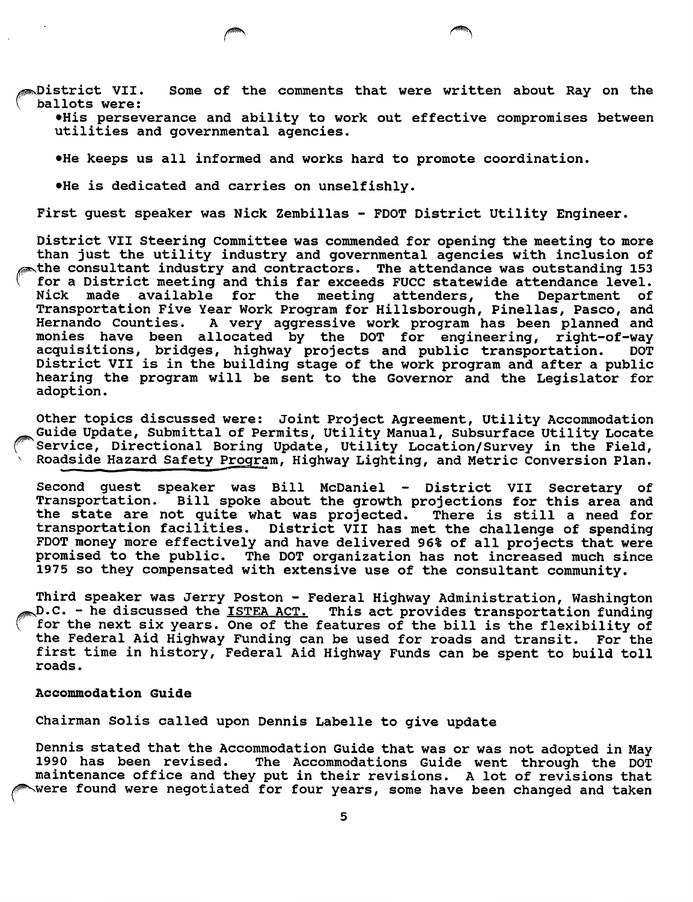District VII. Some of the comments that were written about Ray on the ballots were:

- His perseverance and ability to work out effective compromises between utilities and governmental agencies.
- He keeps us all informed and works hard to promote coordination.
- He is dedicated and carries on unselfishly.

First guest speaker was Nick Zembillas - FDOT District Utility Engineer.

District VII Steering Committee was commended for opening the meeting to more than just the utility industry and governmental agencies with inclusion of the consultant industry and contractors. The attendance was outstanding 153 for a District meeting and this far exceeds FUCC statewide attendance level. Nick made available for the meeting attenders, the Department of Transportation Five Year Work Program for Hillsborough, Pinellas, Pasco, and Hernando Counties. A very aggressive work program has been planned and monies have been allocated by the DOT for engineering, right-of-way acquisitions, bridges, highway projects and public transportation. DOT District VII is in the building stage of the work program and after a public hearing the program will be sent to the Governor and the Legislator for adoption.

Other topics discussed were: Joint Project Agreement, Utility Accommodation Guide Update, Submittal of Permits, Utility Manual, Subsurface Utility Locate Service, Directional Boring Update, Utility Location/Survey in the Field, Roadside Hazard Safety Program, Highway Lighting, and Metric Conversion Plan.

Second guest speaker was Bill McDaniel - District VII Secretary of Transportation. Bill spoke about the growth projections for this area and the state are not quite what was projected. There is still a need for transportation facilities. District VII has met the challenge of spending FDOT money more effectively and have delivered 96% of all projects that were promised to the public. The DOT organization has not increased much since 1975 so they compensated with extensive use of the consultant community.

Third speaker was Jerry Poston - Federal Highway Administration, Washington D.C. - he discussed the ISTEA ACT. This act provides transportation funding for the next six years. One of the features of the bill is the flexibility of the Federal Aid Highway Funding can be used for roads and transit. For the first time in history, Federal Aid Highway Funds can be spent to build toll roads.

**Accommodation Guide**

Chairman Solis called upon Dennis Labelle to give update

Dennis stated that the Accommodation Guide that was or was not adopted in May 1990 has been revised. The Accommodations Guide went through the DOT maintenance office and they put in their revisions. A lot of revisions that were found were negotiated for four years, some have been changed and taken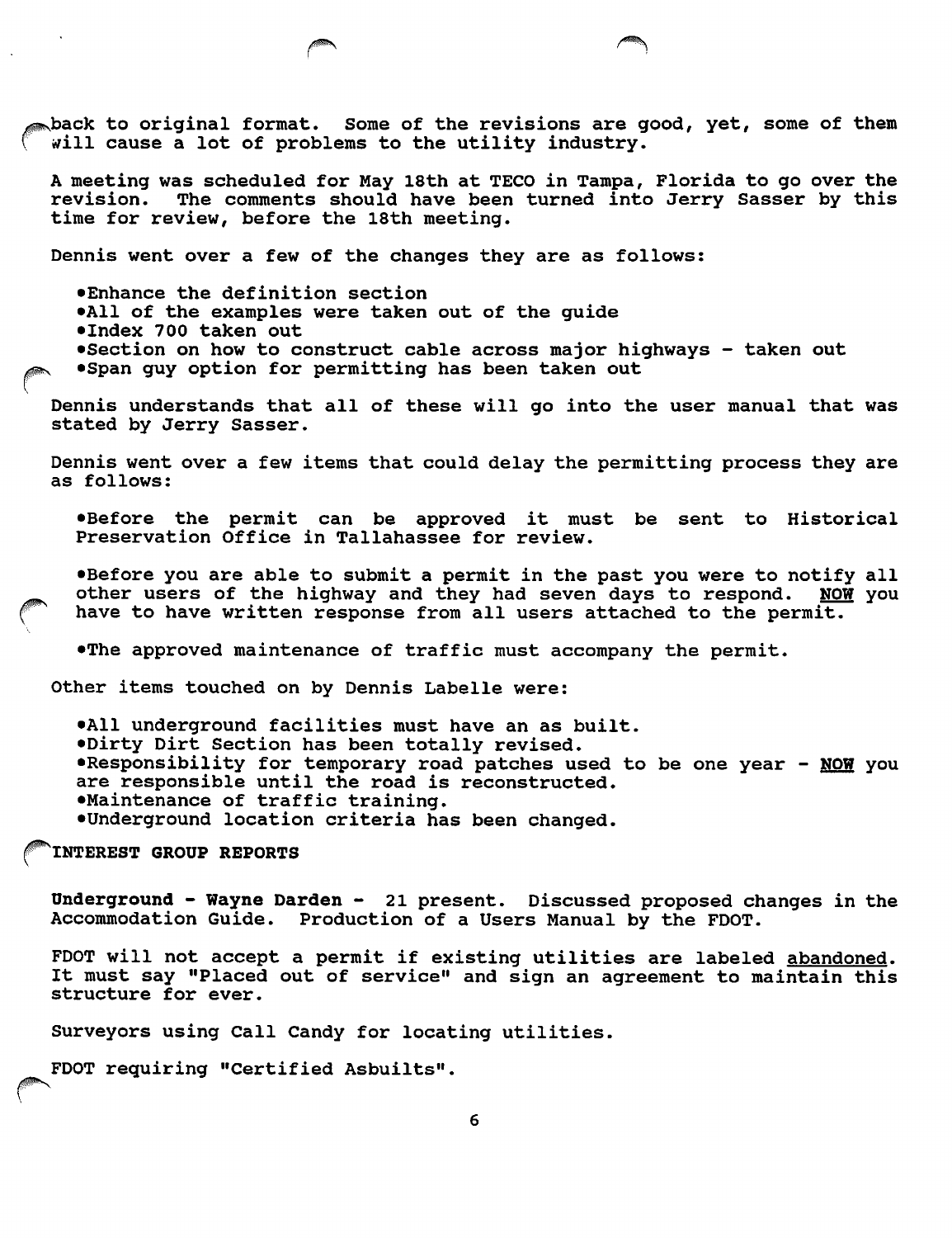back to original format. Some of the revisions are good, yet, some of them will cause a lot of problems to the utility industry.

A meeting was scheduled for May 18th at TECO in Tampa, Florida to go over the revision. The comments should have been turned into Jerry Sasser by this time for review, before the 18th meeting.

Dennis went over a few of the changes they are as follows:

- Enhance the definition section
- All of the examples were taken out of the guide
- Index 700 taken out
- Section on how to construct cable across major highways - taken out
- Span guy option for permitting has been taken out

Dennis understands that all of these will go into the user manual that was stated by Jerry Sasser.

Dennis went over a few items that could delay the permitting process they are as follows:

- Before the permit can be approved it must be sent to Historical Preservation Office in Tallahassee for review.

- Before you are able to submit a permit in the past you were to notify all other users of the highway and they had seven days to respond. **NOW** you have to have written response from all users attached to the permit.

- The approved maintenance of traffic must accompany the permit.

Other items touched on by Dennis Labelle were:

- All underground facilities must have an as built.
- Dirty Dirt Section has been totally revised.
- Responsibility for temporary road patches used to be one year - **NOW** you are responsible until the road is reconstructed.
- Maintenance of traffic training.
- Underground location criteria has been changed.

**INTEREST GROUP REPORTS**

**Underground - Wayne Darden -** 21 present. Discussed proposed changes in the Accommodation Guide. Production of a Users Manual by the FDOT.

FDOT will not accept a permit if existing utilities are labeled abandoned. It must say "Placed out of service" and sign an agreement to maintain this structure for ever.

Surveyors using Call Candy for locating utilities.

FDOT requiring "Certified Asbuilts".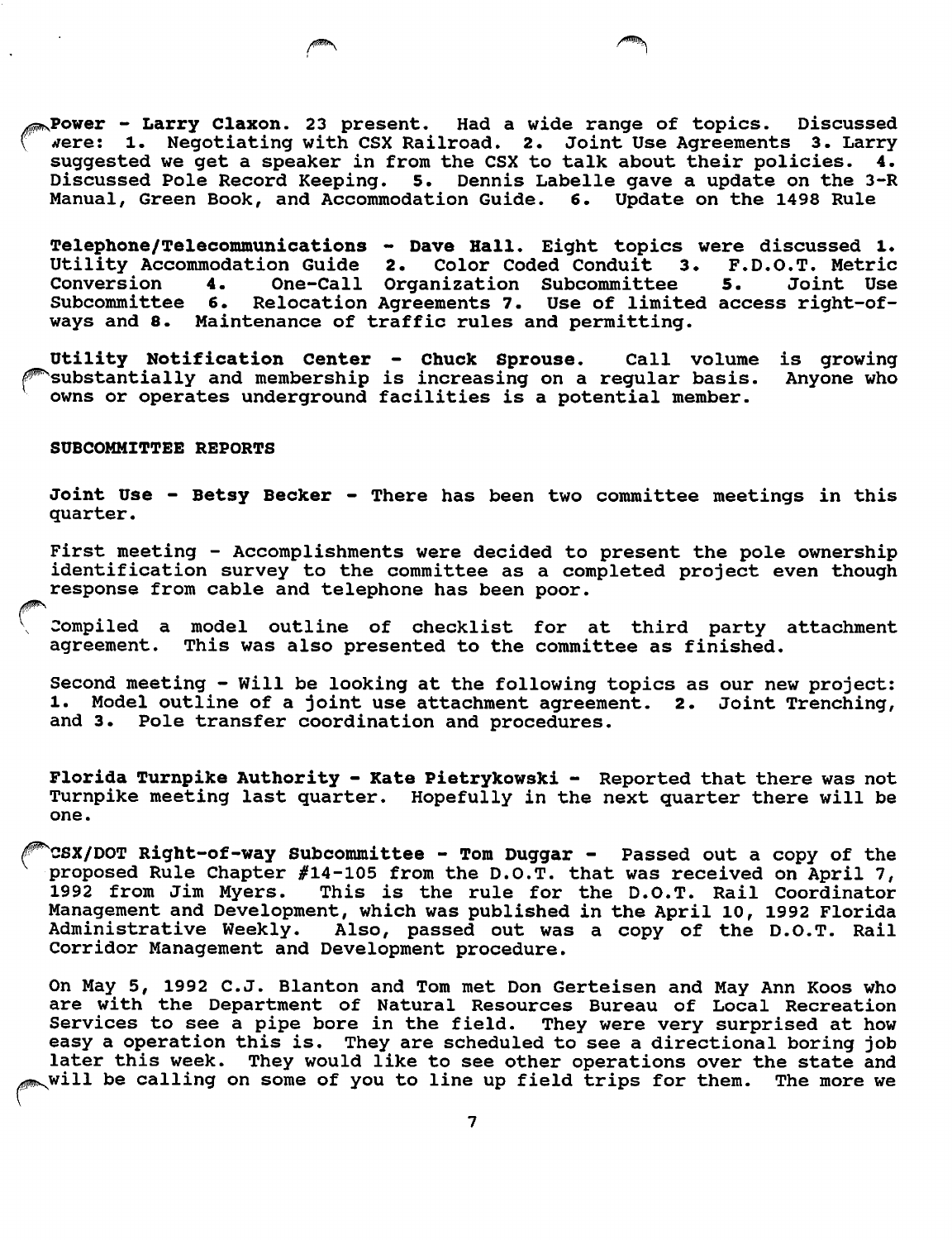**Power - Larry Claxon.** 23 present. Had a wide range of topics. Discussed were: **1.** Negotiating with CSX Railroad. **2.** Joint Use Agreements **3.** Larry suggested we get a speaker in from the CSX to talk about their policies. **4.** Discussed Pole Record Keeping. **5.** Dennis Labelle gave a update on the 3-R Manual, Green Book, and Accommodation Guide. **6.** Update on the 1498 Rule

**Telephone/Telecommunications - Dave Hall.** Eight topics were discussed **1.** Utility Accommodation Guide **2.** Color Coded Conduit **3.** F.D.O.T. Metric Conversion **4.** One-Call Organization Subcommittee **5.** Joint Use Subcommittee **6.** Relocation Agreements **7.** Use of limited access right-of-ways and **8.** Maintenance of traffic rules and permitting.

**Utility Notification Center - Chuck Sprouse.** Call volume is growing substantially and membership is increasing on a regular basis. Anyone who owns or operates underground facilities is a potential member.

## SUBCOMMITTEE REPORTS

**Joint Use - Betsy Becker -** There has been two committee meetings in this quarter.

First meeting - Accomplishments were decided to present the pole ownership identification survey to the committee as a completed project even though response from cable and telephone has been poor.

Compiled a model outline of checklist for at third party attachment agreement. This was also presented to the committee as finished.

Second meeting - Will be looking at the following topics as our new project: **1.** Model outline of a joint use attachment agreement. **2.** Joint Trenching, and **3.** Pole transfer coordination and procedures.

**Florida Turnpike Authority - Kate Pietrykowski -** Reported that there was not Turnpike meeting last quarter. Hopefully in the next quarter there will be one.

**CSX/DOT Right-of-way Subcommittee - Tom Duggar -** Passed out a copy of the proposed Rule Chapter #14-105 from the D.O.T. that was received on April 7, 1992 from Jim Myers. This is the rule for the D.O.T. Rail Coordinator Management and Development, which was published in the April 10, 1992 Florida Administrative Weekly. Also, passed out was a copy of the D.O.T. Rail Corridor Management and Development procedure.

On May 5, 1992 C.J. Blanton and Tom met Don Gerteisen and May Ann Koos who are with the Department of Natural Resources Bureau of Local Recreation Services to see a pipe bore in the field. They were very surprised at how easy a operation this is. They are scheduled to see a directional boring job later this week. They would like to see other operations over the state and will be calling on some of you to line up field trips for them. The more we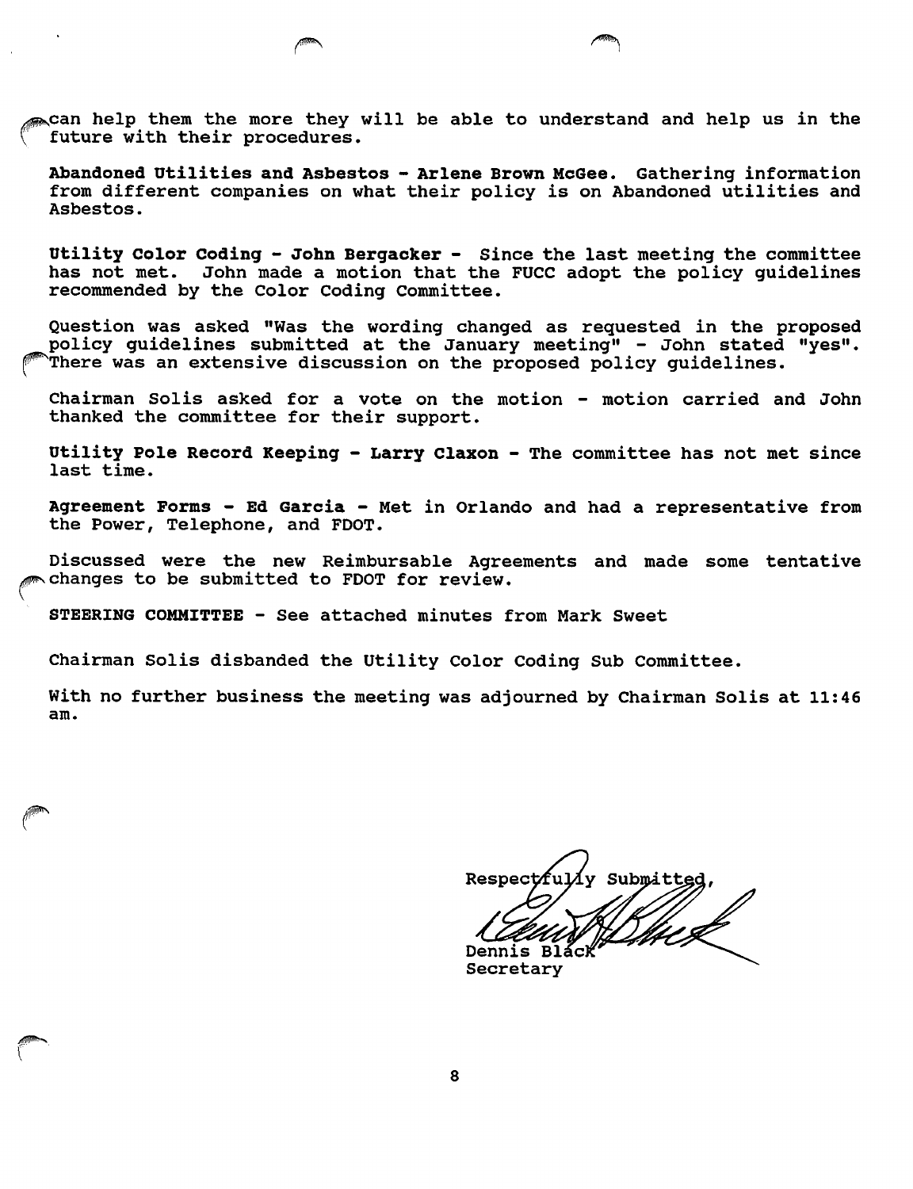can help them the more they will be able to understand and help us in the future with their procedures.

**Abandoned Utilities and Asbestos - Arlene Brown McGee.** Gathering information from different companies on what their policy is on Abandoned utilities and Asbestos.

**Utility Color Coding - John Bergacker -** Since the last meeting the committee has not met. John made a motion that the FUCC adopt the policy guidelines recommended by the Color Coding Committee.

Question was asked "Was the wording changed as requested in the proposed policy guidelines submitted at the January meeting" - John stated "yes". There was an extensive discussion on the proposed policy guidelines.

Chairman Solis asked for a vote on the motion - motion carried and John thanked the committee for their support.

**Utility Pole Record Keeping - Larry Claxon -** The committee has not met since last time.

**Agreement Forms - Ed Garcia -** Met in Orlando and had a representative from the Power, Telephone, and FDOT.

Discussed were the new Reimbursable Agreements and made some tentative changes to be submitted to FDOT for review.

**STEERING COMMITTEE** - See attached minutes from Mark Sweet

Chairman Solis disbanded the Utility Color Coding Sub Committee.

With no further business the meeting was adjourned by Chairman Solis at 11:46 am.

Respectfully Submitted,

Dennis Black
Secretary